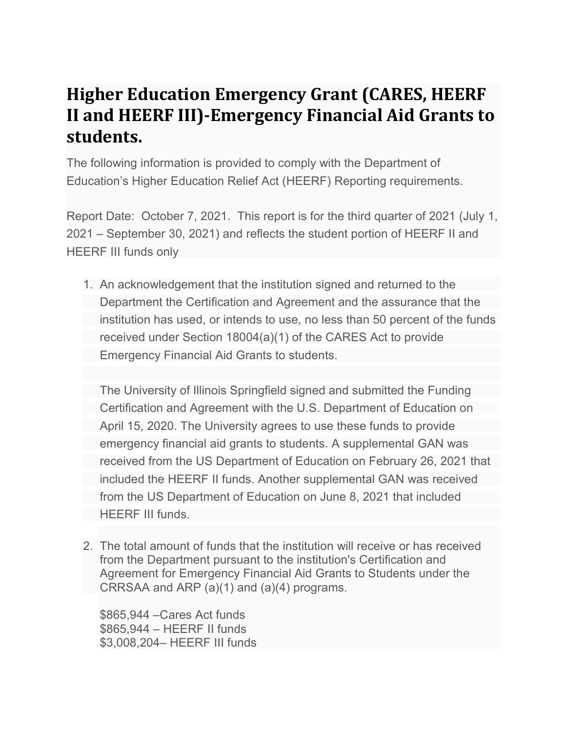# Higher Education Emergency Grant (CARES, HEERF II and HEERF III)-Emergency Financial Aid Grants to students.

The following information is provided to comply with the Department of Education's Higher Education Relief Act (HEERF) Reporting requirements.

Report Date: October 7, 2021. This report is for the third quarter of 2021 (July 1, 2021 – September 30, 2021) and reflects the student portion of HEERF II and HEERF III funds only

1. An acknowledgement that the institution signed and returned to the Department the Certification and Agreement and the assurance that the institution has used, or intends to use, no less than 50 percent of the funds received under Section 18004(a)(1) of the CARES Act to provide Emergency Financial Aid Grants to students.

   The University of Illinois Springfield signed and submitted the Funding Certification and Agreement with the U.S. Department of Education on April 15, 2020. The University agrees to use these funds to provide emergency financial aid grants to students. A supplemental GAN was received from the US Department of Education on February 26, 2021 that included the HEERF II funds. Another supplemental GAN was received from the US Department of Education on June 8, 2021 that included HEERF III funds.

2. The total amount of funds that the institution will receive or has received from the Department pursuant to the institution's Certification and Agreement for Emergency Financial Aid Grants to Students under the CRRSAA and ARP (a)(1) and (a)(4) programs.

   $865,944 –Cares Act funds
   $865,944 – HEERF II funds
   $3,008,204– HEERF III funds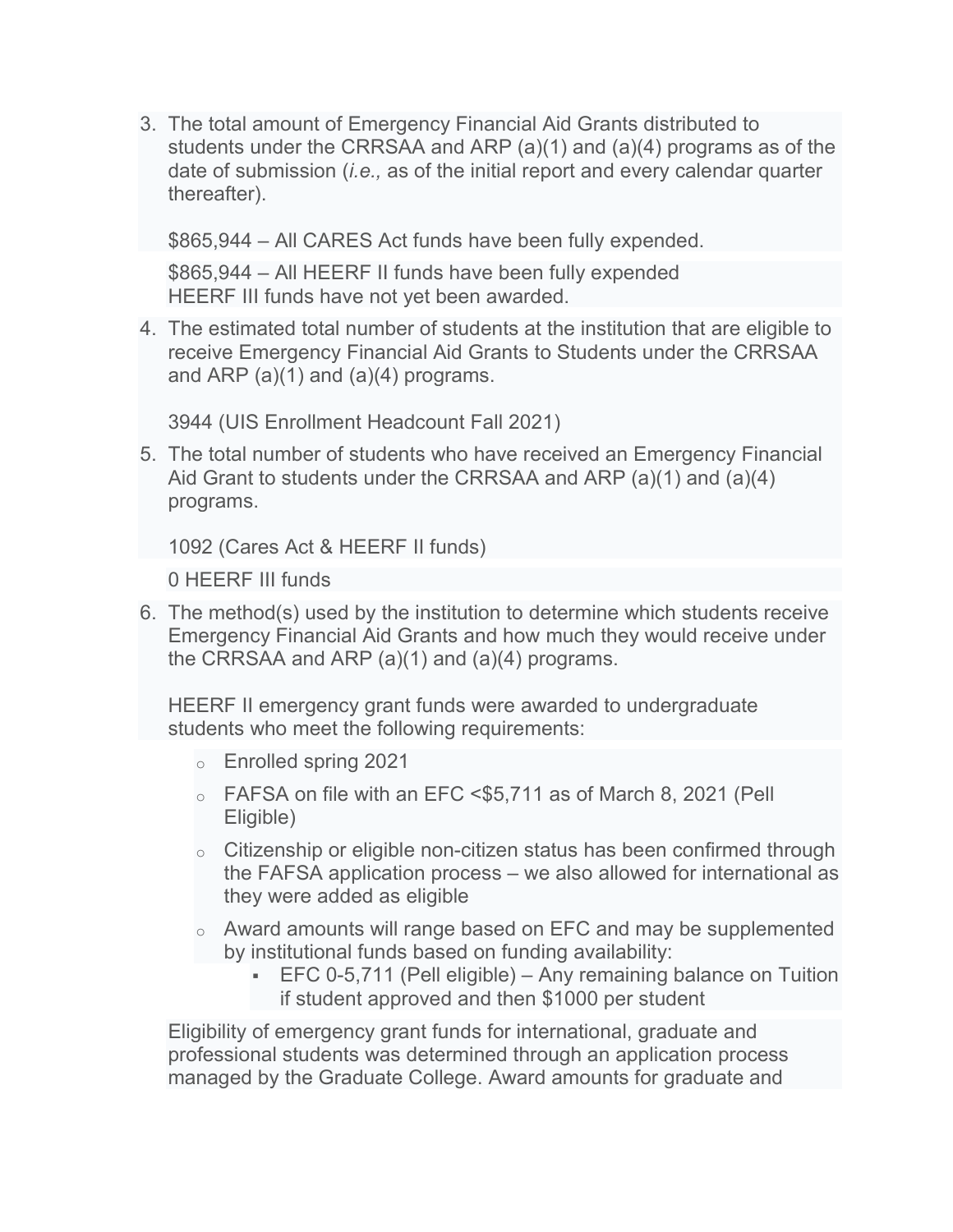3. The total amount of Emergency Financial Aid Grants distributed to students under the CRRSAA and ARP (a)(1) and (a)(4) programs as of the date of submission (*i.e.,* as of the initial report and every calendar quarter thereafter).

   $865,944 – All CARES Act funds have been fully expended.

   $865,944 – All HEERF II funds have been fully expended
   HEERF III funds have not yet been awarded.

4. The estimated total number of students at the institution that are eligible to receive Emergency Financial Aid Grants to Students under the CRRSAA and ARP (a)(1) and (a)(4) programs.

   3944 (UIS Enrollment Headcount Fall 2021)

5. The total number of students who have received an Emergency Financial Aid Grant to students under the CRRSAA and ARP (a)(1) and (a)(4) programs.

   1092 (Cares Act & HEERF II funds)

   0 HEERF III funds

6. The method(s) used by the institution to determine which students receive Emergency Financial Aid Grants and how much they would receive under the CRRSAA and ARP (a)(1) and (a)(4) programs.

   HEERF II emergency grant funds were awarded to undergraduate students who meet the following requirements:

   - Enrolled spring 2021
   - FAFSA on file with an EFC <$5,711 as of March 8, 2021 (Pell Eligible)
   - Citizenship or eligible non-citizen status has been confirmed through the FAFSA application process – we also allowed for international as they were added as eligible
   - Award amounts will range based on EFC and may be supplemented by institutional funds based on funding availability:
     - EFC 0-5,711 (Pell eligible) – Any remaining balance on Tuition if student approved and then $1000 per student

   Eligibility of emergency grant funds for international, graduate and professional students was determined through an application process managed by the Graduate College. Award amounts for graduate and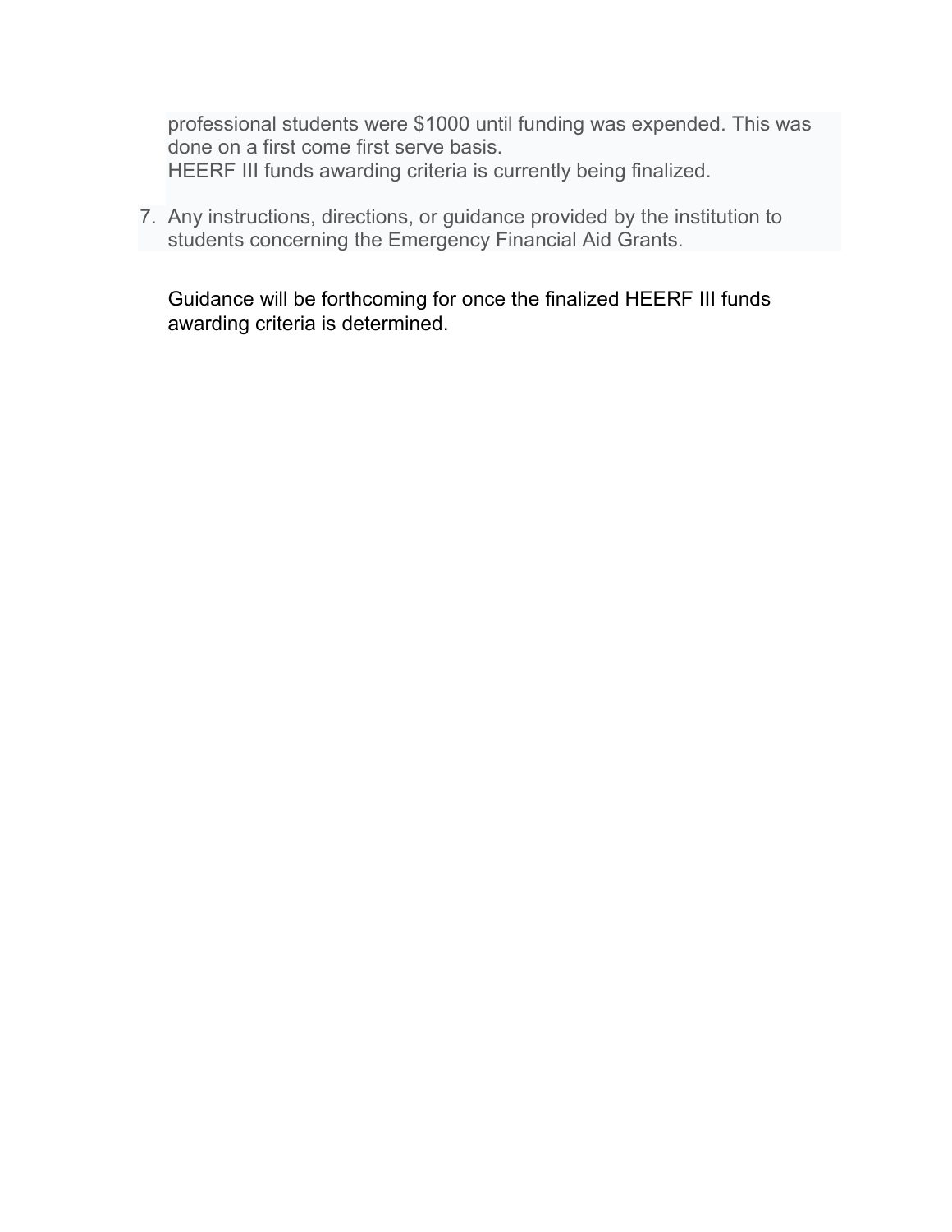professional students were $1000 until funding was expended. This was done on a first come first serve basis.
HEERF III funds awarding criteria is currently being finalized.

7. Any instructions, directions, or guidance provided by the institution to students concerning the Emergency Financial Aid Grants.

   Guidance will be forthcoming for once the finalized HEERF III funds awarding criteria is determined.